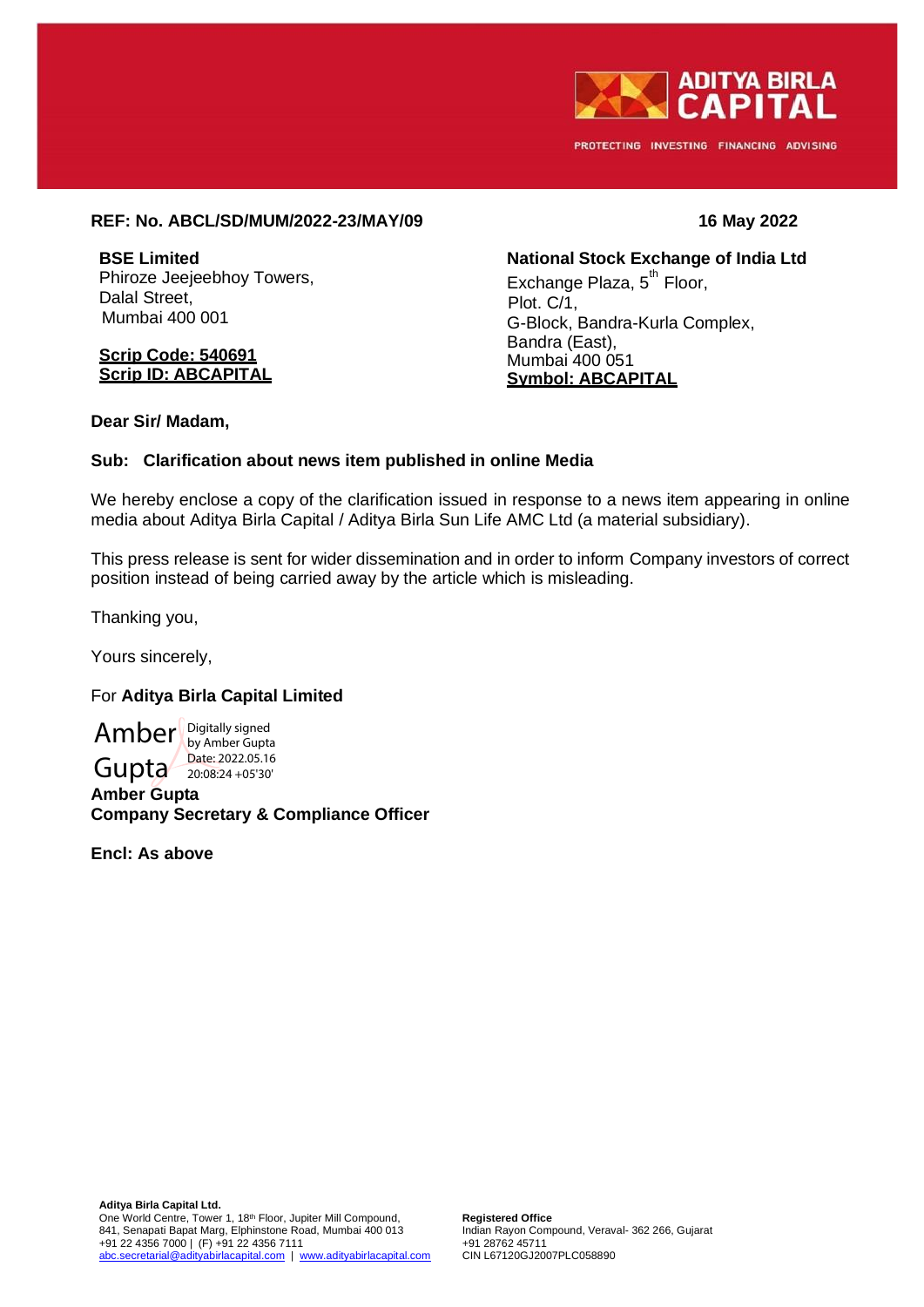**REF: No. ABCL/SD/MUM/2022-23/MAY/09** **16 May 2022**

**BSE Limited**
Phiroze Jeejeebhoy Towers,
Dalal Street,
Mumbai 400 001

**Scrip Code: 540691**
**Scrip ID: ABCAPITAL**

**National Stock Exchange of India Ltd**
Exchange Plaza, 5th Floor,
Plot. C/1,
G-Block, Bandra-Kurla Complex,
Bandra (East),
Mumbai 400 051
**Symbol: ABCAPITAL**

**Dear Sir/ Madam,**

**Sub: Clarification about news item published in online Media**

We hereby enclose a copy of the clarification issued in response to a news item appearing in online media about Aditya Birla Capital / Aditya Birla Sun Life AMC Ltd (a material subsidiary).

This press release is sent for wider dissemination and in order to inform Company investors of correct position instead of being carried away by the article which is misleading.

Thanking you,

Yours sincerely,

For **Aditya Birla Capital Limited**

Amber Gupta
Digitally signed by Amber Gupta
Date: 2022.05.16 20:08:24 +05'30'

**Amber Gupta**
**Company Secretary & Compliance Officer**

**Encl: As above**

**Aditya Birla Capital Ltd.**
One World Centre, Tower 1, 18th Floor, Jupiter Mill Compound,
841, Senapati Bapat Marg, Elphinstone Road, Mumbai 400 013
+91 22 4356 7000 | (F) +91 22 4356 7111
abc.secretarial@adityabirlacapital.com | www.adityabirlacapital.com

**Registered Office**
Indian Rayon Compound, Veraval- 362 266, Gujarat
+91 28762 45711
CIN L67120GJ2007PLC058890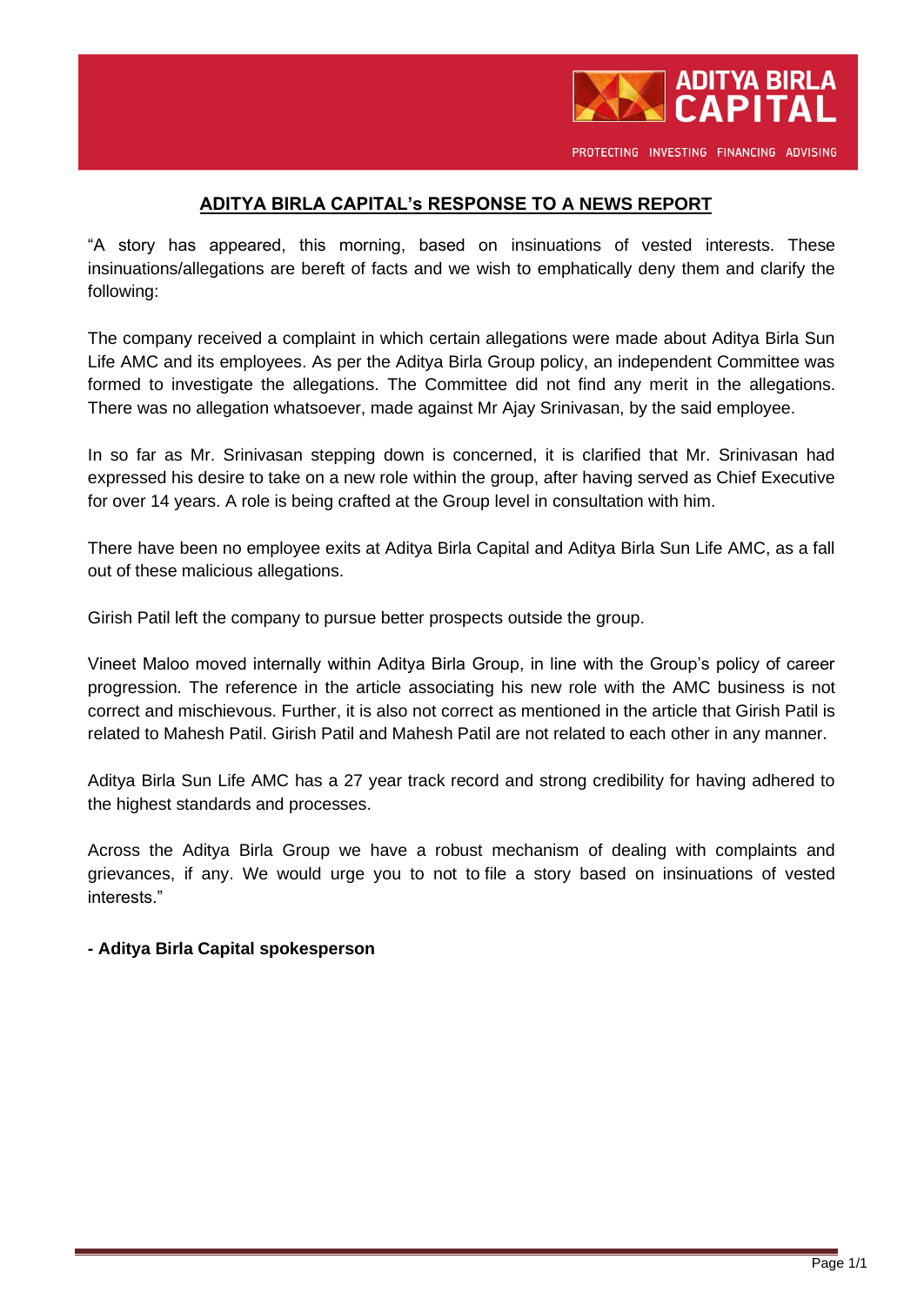## ADITYA BIRLA CAPITAL's RESPONSE TO A NEWS REPORT

"A story has appeared, this morning, based on insinuations of vested interests. These insinuations/allegations are bereft of facts and we wish to emphatically deny them and clarify the following:

The company received a complaint in which certain allegations were made about Aditya Birla Sun Life AMC and its employees. As per the Aditya Birla Group policy, an independent Committee was formed to investigate the allegations. The Committee did not find any merit in the allegations. There was no allegation whatsoever, made against Mr Ajay Srinivasan, by the said employee.

In so far as Mr. Srinivasan stepping down is concerned, it is clarified that Mr. Srinivasan had expressed his desire to take on a new role within the group, after having served as Chief Executive for over 14 years. A role is being crafted at the Group level in consultation with him.

There have been no employee exits at Aditya Birla Capital and Aditya Birla Sun Life AMC, as a fall out of these malicious allegations.

Girish Patil left the company to pursue better prospects outside the group.

Vineet Maloo moved internally within Aditya Birla Group, in line with the Group's policy of career progression. The reference in the article associating his new role with the AMC business is not correct and mischievous. Further, it is also not correct as mentioned in the article that Girish Patil is related to Mahesh Patil. Girish Patil and Mahesh Patil are not related to each other in any manner.

Aditya Birla Sun Life AMC has a 27 year track record and strong credibility for having adhered to the highest standards and processes.

Across the Aditya Birla Group we have a robust mechanism of dealing with complaints and grievances, if any. We would urge you to not to file a story based on insinuations of vested interests."

**- Aditya Birla Capital spokesperson**